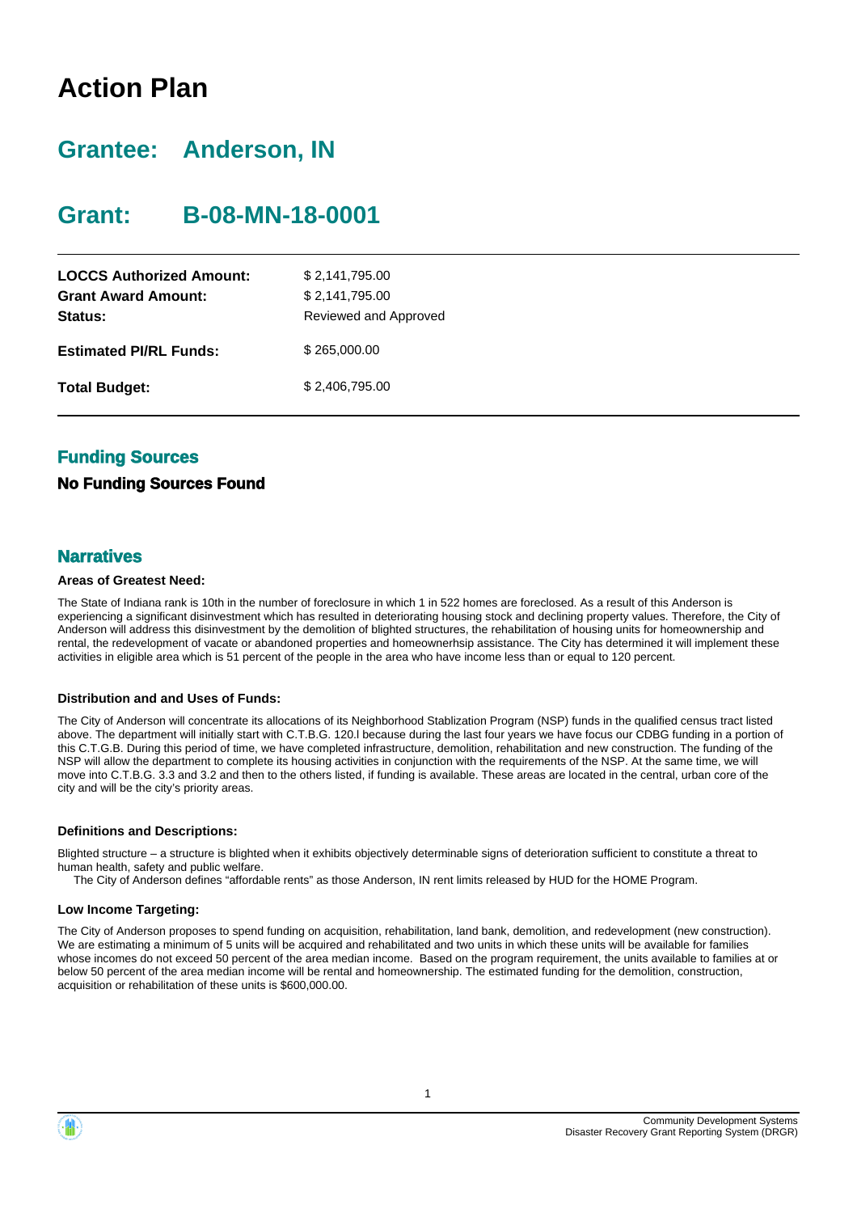# Action Plan

## Grantee: Anderson, IN

## Grant: B-08-MN-18-0001

| | |
|---|---|
| **LOCCS Authorized Amount:** | $ 2,141,795.00 |
| **Grant Award Amount:** | $ 2,141,795.00 |
| **Status:** | Reviewed and Approved |
| **Estimated PI/RL Funds:** | $ 265,000.00 |
| **Total Budget:** | $ 2,406,795.00 |

### Funding Sources

**No Funding Sources Found**

### Narratives

**Areas of Greatest Need:**

The State of Indiana rank is 10th in the number of foreclosure in which 1 in 522 homes are foreclosed. As a result of this Anderson is experiencing a significant disinvestment which has resulted in deteriorating housing stock and declining property values. Therefore, the City of Anderson will address this disinvestment by the demolition of blighted structures, the rehabilitation of housing units for homeownership and rental, the redevelopment of vacate or abandoned properties and homeownerhsip assistance. The City has determined it will implement these activities in eligible area which is 51 percent of the people in the area who have income less than or equal to 120 percent.

**Distribution and and Uses of Funds:**

The City of Anderson will concentrate its allocations of its Neighborhood Stablization Program (NSP) funds in the qualified census tract listed above. The department will initially start with C.T.B.G. 120.l because during the last four years we have focus our CDBG funding in a portion of this C.T.G.B. During this period of time, we have completed infrastructure, demolition, rehabilitation and new construction. The funding of the NSP will allow the department to complete its housing activities in conjunction with the requirements of the NSP. At the same time, we will move into C.T.B.G. 3.3 and 3.2 and then to the others listed, if funding is available. These areas are located in the central, urban core of the city and will be the city's priority areas.

**Definitions and Descriptions:**

Blighted structure – a structure is blighted when it exhibits objectively determinable signs of deterioration sufficient to constitute a threat to human health, safety and public welfare.
The City of Anderson defines "affordable rents" as those Anderson, IN rent limits released by HUD for the HOME Program.

**Low Income Targeting:**

The City of Anderson proposes to spend funding on acquisition, rehabilitation, land bank, demolition, and redevelopment (new construction). We are estimating a minimum of 5 units will be acquired and rehabilitated and two units in which these units will be available for families whose incomes do not exceed 50 percent of the area median income. Based on the program requirement, the units available to families at or below 50 percent of the area median income will be rental and homeownership. The estimated funding for the demolition, construction, acquisition or rehabilitation of these units is $600,000.00.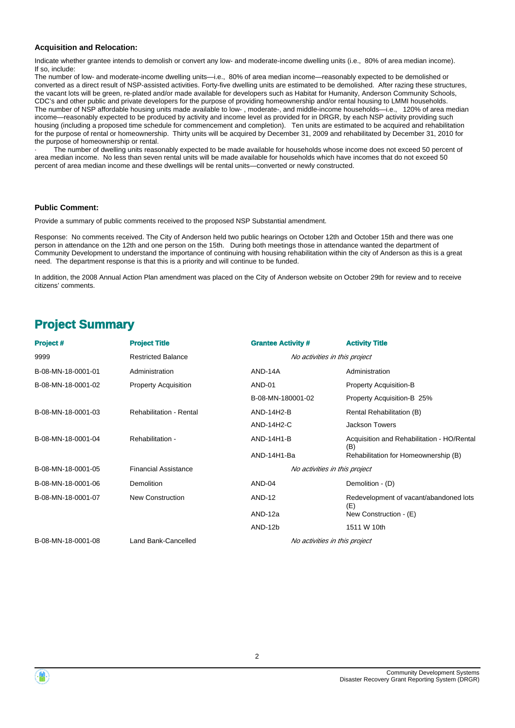**Acquisition and Relocation:**

Indicate whether grantee intends to demolish or convert any low- and moderate-income dwelling units (i.e., 80% of area median income). If so, include:

The number of low- and moderate-income dwelling units—i.e., 80% of area median income—reasonably expected to be demolished or converted as a direct result of NSP-assisted activities. Forty-five dwelling units are estimated to be demolished. After razing these structures, the vacant lots will be green, re-plated and/or made available for developers such as Habitat for Humanity, Anderson Community Schools, CDC's and other public and private developers for the purpose of providing homeownership and/or rental housing to LMMI households.
The number of NSP affordable housing units made available to low- , moderate-, and middle-income households—i.e., 120% of area median income—reasonably expected to be produced by activity and income level as provided for in DRGR, by each NSP activity providing such housing (including a proposed time schedule for commencement and completion). Ten units are estimated to be acquired and rehabilitation for the purpose of rental or homeownership. Thirty units will be acquired by December 31, 2009 and rehabilitated by December 31, 2010 for the purpose of homeownership or rental.

· The number of dwelling units reasonably expected to be made available for households whose income does not exceed 50 percent of area median income. No less than seven rental units will be made available for households which have incomes that do not exceed 50 percent of area median income and these dwellings will be rental units—converted or newly constructed.

**Public Comment:**

Provide a summary of public comments received to the proposed NSP Substantial amendment.

Response: No comments received. The City of Anderson held two public hearings on October 12th and October 15th and there was one person in attendance on the 12th and one person on the 15th. During both meetings those in attendance wanted the department of Community Development to understand the importance of continuing with housing rehabilitation within the city of Anderson as this is a great need. The department response is that this is a priority and will continue to be funded.

In addition, the 2008 Annual Action Plan amendment was placed on the City of Anderson website on October 29th for review and to receive citizens' comments.

## Project Summary

| Project # | Project Title | Grantee Activity # | Activity Title |
| --- | --- | --- | --- |
| 9999 | Restricted Balance | *No activities in this project* | |
| B-08-MN-18-0001-01 | Administration | AND-14A | Administration |
| B-08-MN-18-0001-02 | Property Acquisition | AND-01 | Property Acquisition-B |
| | | B-08-MN-180001-02 | Property Acquisition-B 25% |
| B-08-MN-18-0001-03 | Rehabilitation - Rental | AND-14H2-B | Rental Rehabilitation (B) |
| | | AND-14H2-C | Jackson Towers |
| B-08-MN-18-0001-04 | Rehabilitation - | AND-14H1-B | Acquisition and Rehabilitation - HO/Rental (B) |
| | | AND-14H1-Ba | Rehabilitation for Homeownership (B) |
| B-08-MN-18-0001-05 | Financial Assistance | *No activities in this project* | |
| B-08-MN-18-0001-06 | Demolition | AND-04 | Demolition - (D) |
| B-08-MN-18-0001-07 | New Construction | AND-12 | Redevelopment of vacant/abandoned lots (E) |
| | | AND-12a | New Construction - (E) |
| | | AND-12b | 1511 W 10th |
| B-08-MN-18-0001-08 | Land Bank-Cancelled | *No activities in this project* | |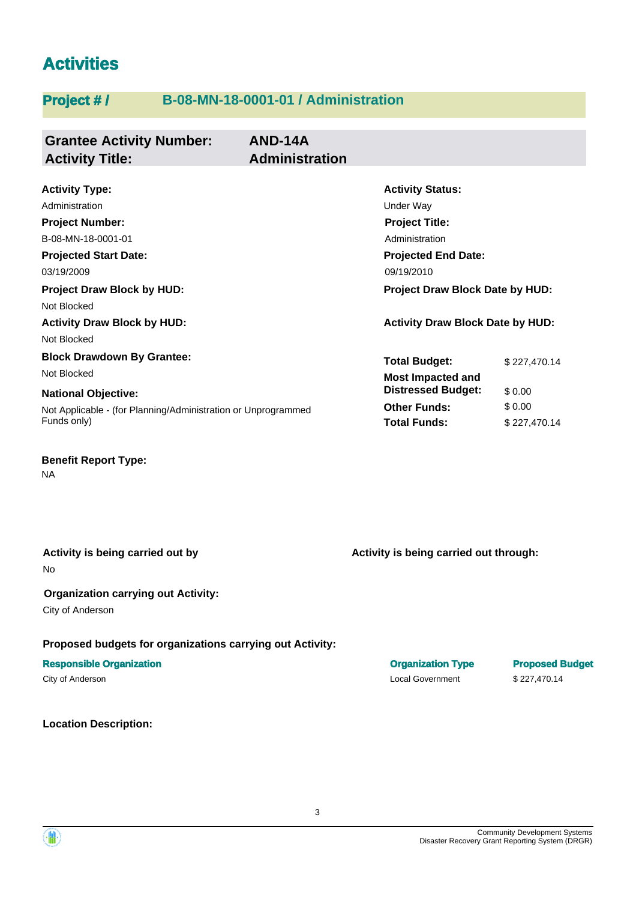# Activities

## Project # / B-08-MN-18-0001-01 / Administration

**Grantee Activity Number:** AND-14A
**Activity Title:** Administration

**Activity Type:**
Administration

**Activity Status:**
Under Way

**Project Number:**
B-08-MN-18-0001-01

**Project Title:**
Administration

**Projected Start Date:**
03/19/2009

**Projected End Date:**
09/19/2010

**Project Draw Block by HUD:**
Not Blocked

**Project Draw Block Date by HUD:**

**Activity Draw Block by HUD:**
Not Blocked

**Activity Draw Block Date by HUD:**

**Block Drawdown By Grantee:**
Not Blocked

**National Objective:**
Not Applicable - (for Planning/Administration or Unprogrammed Funds only)

| | |
|---|---|
| **Total Budget:** | $ 227,470.14 |
| **Most Impacted and Distressed Budget:** | $ 0.00 |
| **Other Funds:** | $ 0.00 |
| **Total Funds:** | $ 227,470.14 |

**Benefit Report Type:**
NA

**Activity is being carried out by**
No

**Activity is being carried out through:**

**Organization carrying out Activity:**
City of Anderson

**Proposed budgets for organizations carrying out Activity:**

| Responsible Organization | Organization Type | Proposed Budget |
|---|---|---|
| City of Anderson | Local Government | $ 227,470.14 |

**Location Description:**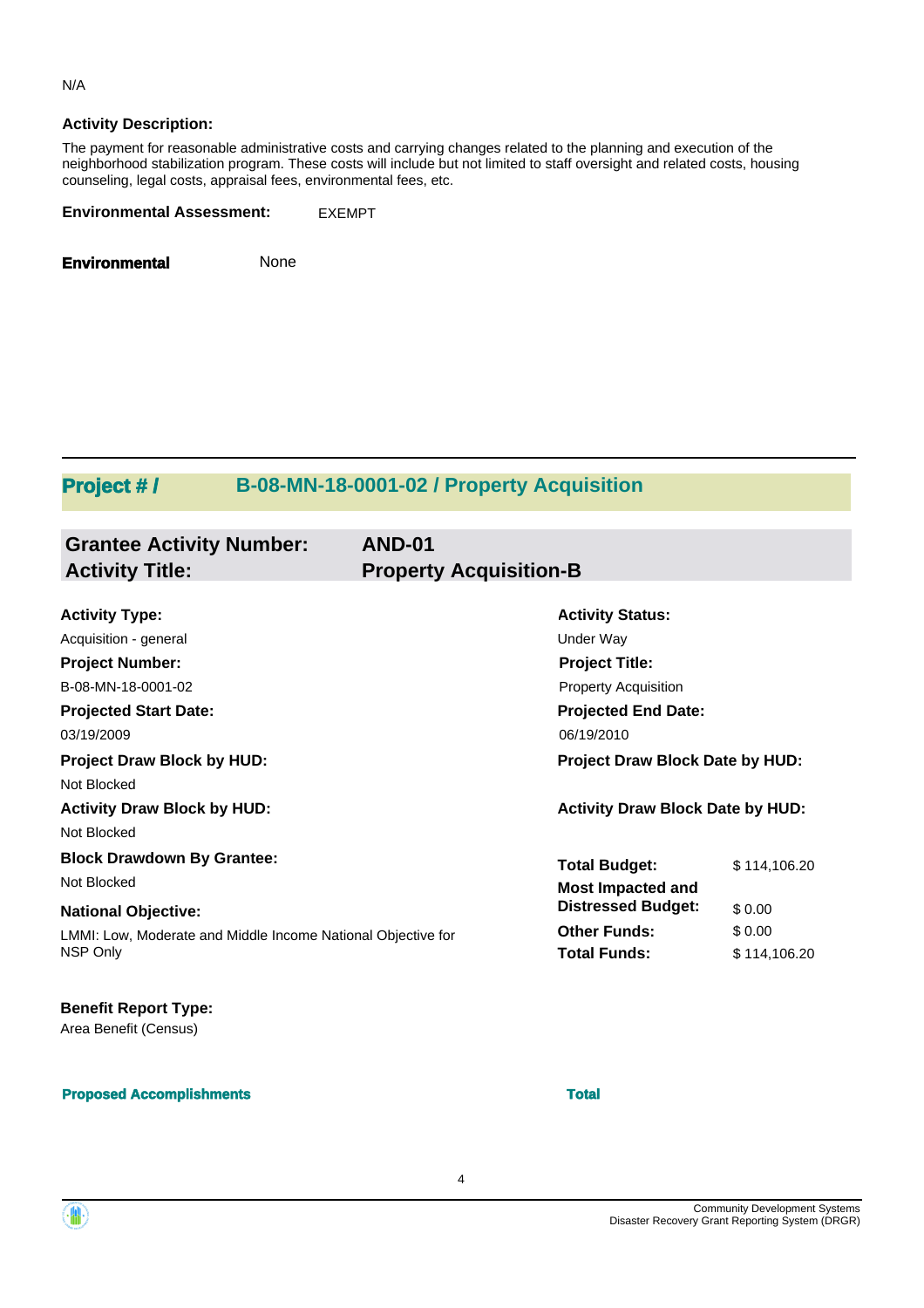N/A

**Activity Description:**

The payment for reasonable administrative costs and carrying changes related to the planning and execution of the neighborhood stabilization program. These costs will include but not limited to staff oversight and related costs, housing counseling, legal costs, appraisal fees, environmental fees, etc.

**Environmental Assessment:** EXEMPT

**Environmental** None

## Project # / B-08-MN-18-0001-02 / Property Acquisition

**Grantee Activity Number:** AND-01
**Activity Title:** Property Acquisition-B

**Activity Type:**
Acquisition - general

**Activity Status:**
Under Way

**Project Number:**
B-08-MN-18-0001-02

**Project Title:**
Property Acquisition

**Projected Start Date:**
03/19/2009

**Projected End Date:**
06/19/2010

**Project Draw Block by HUD:**
Not Blocked

**Project Draw Block Date by HUD:**

**Activity Draw Block by HUD:**
Not Blocked

**Activity Draw Block Date by HUD:**

**Block Drawdown By Grantee:**
Not Blocked

**National Objective:**
LMMI: Low, Moderate and Middle Income National Objective for NSP Only

| | |
|---|---|
| **Total Budget:** | $ 114,106.20 |
| **Most Impacted and Distressed Budget:** | $ 0.00 |
| **Other Funds:** | $ 0.00 |
| **Total Funds:** | $ 114,106.20 |

**Benefit Report Type:**
Area Benefit (Census)

| **Proposed Accomplishments** | **Total** |
|---|---|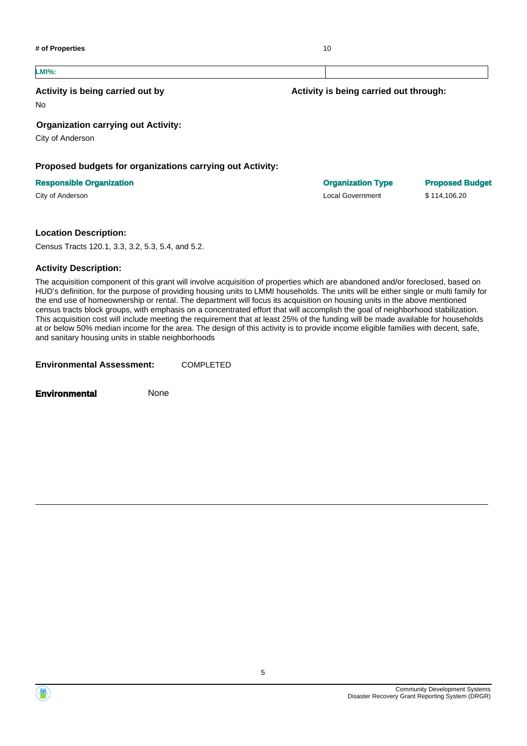| # of Properties | 10 |
|---|---|
| **LMI%:** | |

**Activity is being carried out by**

No

**Activity is being carried out through:**

**Organization carrying out Activity:**

City of Anderson

**Proposed budgets for organizations carrying out Activity:**

| Responsible Organization | Organization Type | Proposed Budget |
|---|---|---|
| City of Anderson | Local Government | $ 114,106.20 |

**Location Description:**

Census Tracts 120.1, 3.3, 3.2, 5.3, 5.4, and 5.2.

**Activity Description:**

The acquisition component of this grant will involve acquisition of properties which are abandoned and/or foreclosed, based on HUD's definition, for the purpose of providing housing units to LMMI households. The units will be either single or multi family for the end use of homeownership or rental. The department will focus its acquisition on housing units in the above mentioned census tracts block groups, with emphasis on a concentrated effort that will accomplish the goal of neighborhood stabilization. This acquisition cost will include meeting the requirement that at least 25% of the funding will be made available for households at or below 50% median income for the area. The design of this activity is to provide income eligible families with decent, safe, and sanitary housing units in stable neighborhoods

**Environmental Assessment:** COMPLETED

**Environmental** None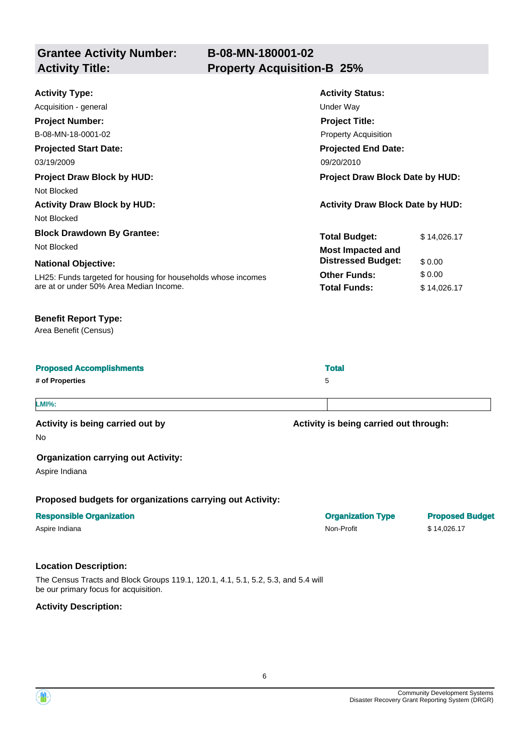## Grantee Activity Number: B-08-MN-180001-02
## Activity Title: Property Acquisition-B 25%

**Activity Type:**
Acquisition - general

**Activity Status:**
Under Way

**Project Number:**
B-08-MN-18-0001-02

**Project Title:**
Property Acquisition

**Projected Start Date:**
03/19/2009

**Projected End Date:**
09/20/2010

**Project Draw Block by HUD:**
Not Blocked

**Project Draw Block Date by HUD:**

**Activity Draw Block by HUD:**
Not Blocked

**Activity Draw Block Date by HUD:**

**Block Drawdown By Grantee:**
Not Blocked

**National Objective:**
LH25: Funds targeted for housing for households whose incomes are at or under 50% Area Median Income.

| | |
|---|---|
| **Total Budget:** | $ 14,026.17 |
| **Most Impacted and Distressed Budget:** | $ 0.00 |
| **Other Funds:** | $ 0.00 |
| **Total Funds:** | $ 14,026.17 |

**Benefit Report Type:**
Area Benefit (Census)

| Proposed Accomplishments | Total |
|---|---|
| # of Properties | 5 |

| LMI%: | |
|---|---|

**Activity is being carried out by**
No

**Activity is being carried out through:**

**Organization carrying out Activity:**
Aspire Indiana

**Proposed budgets for organizations carrying out Activity:**

| Responsible Organization | Organization Type | Proposed Budget |
|---|---|---|
| Aspire Indiana | Non-Profit | $ 14,026.17 |

**Location Description:**

The Census Tracts and Block Groups 119.1, 120.1, 4.1, 5.1, 5.2, 5.3, and 5.4 will be our primary focus for acquisition.

**Activity Description:**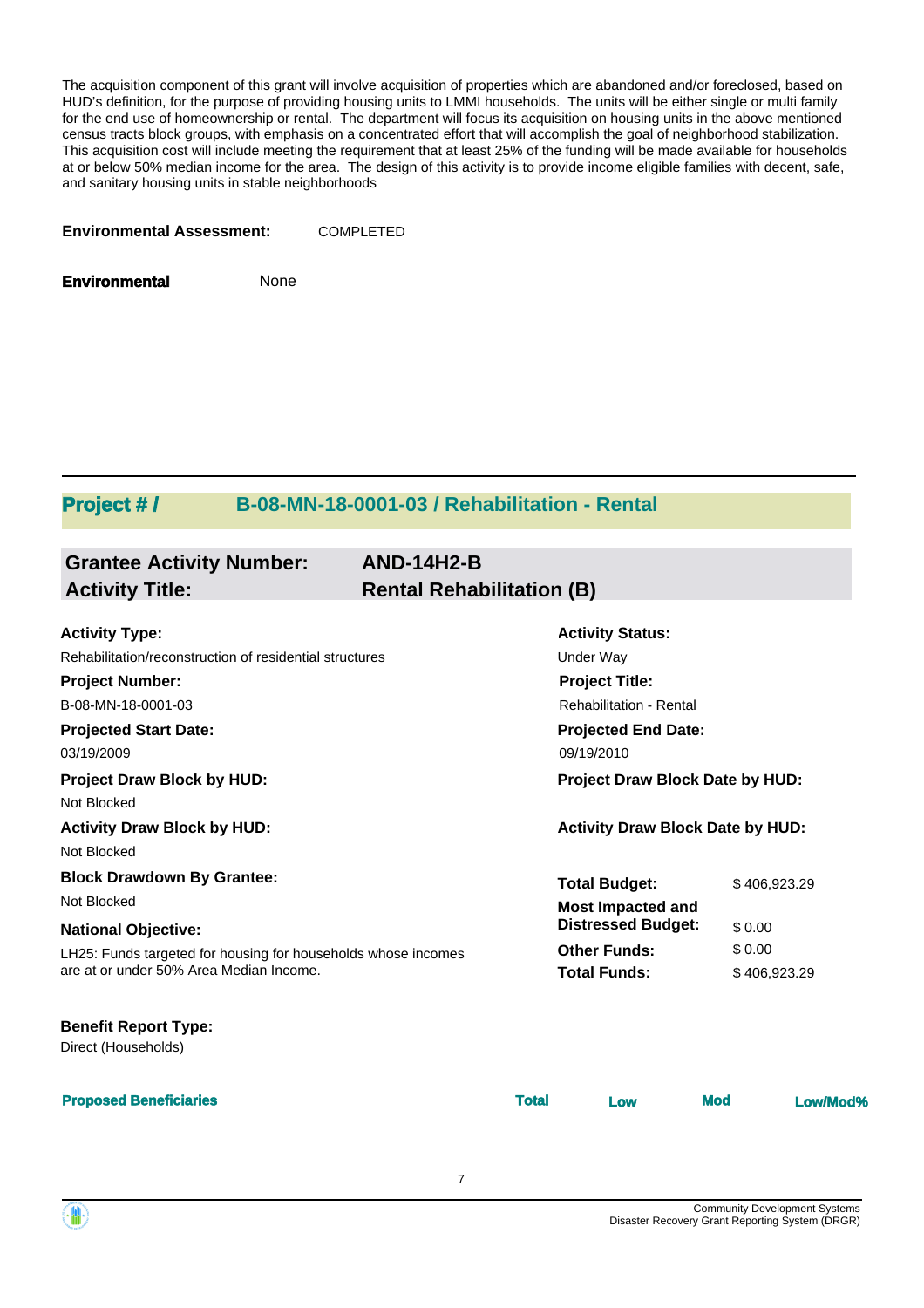The acquisition component of this grant will involve acquisition of properties which are abandoned and/or foreclosed, based on HUD's definition, for the purpose of providing housing units to LMMI households. The units will be either single or multi family for the end use of homeownership or rental. The department will focus its acquisition on housing units in the above mentioned census tracts block groups, with emphasis on a concentrated effort that will accomplish the goal of neighborhood stabilization. This acquisition cost will include meeting the requirement that at least 25% of the funding will be made available for households at or below 50% median income for the area. The design of this activity is to provide income eligible families with decent, safe, and sanitary housing units in stable neighborhoods

**Environmental Assessment:** COMPLETED

**Environmental** None

## Project # / B-08-MN-18-0001-03 / Rehabilitation - Rental

### Grantee Activity Number: AND-14H2-B
### Activity Title: Rental Rehabilitation (B)

**Activity Type:**
Rehabilitation/reconstruction of residential structures

**Activity Status:**
Under Way

**Project Number:**
B-08-MN-18-0001-03

**Project Title:**
Rehabilitation - Rental

**Projected Start Date:**
03/19/2009

**Projected End Date:**
09/19/2010

**Project Draw Block by HUD:**
Not Blocked

**Project Draw Block Date by HUD:**

**Activity Draw Block by HUD:**
Not Blocked

**Activity Draw Block Date by HUD:**

**Block Drawdown By Grantee:**
Not Blocked

**National Objective:**
LH25: Funds targeted for housing for households whose incomes are at or under 50% Area Median Income.

| | |
|---|---|
| **Total Budget:** | $ 406,923.29 |
| **Most Impacted and Distressed Budget:** | $ 0.00 |
| **Other Funds:** | $ 0.00 |
| **Total Funds:** | $ 406,923.29 |

**Benefit Report Type:**
Direct (Households)

| Proposed Beneficiaries | Total | Low | Mod | Low/Mod% |
|---|---|---|---|---|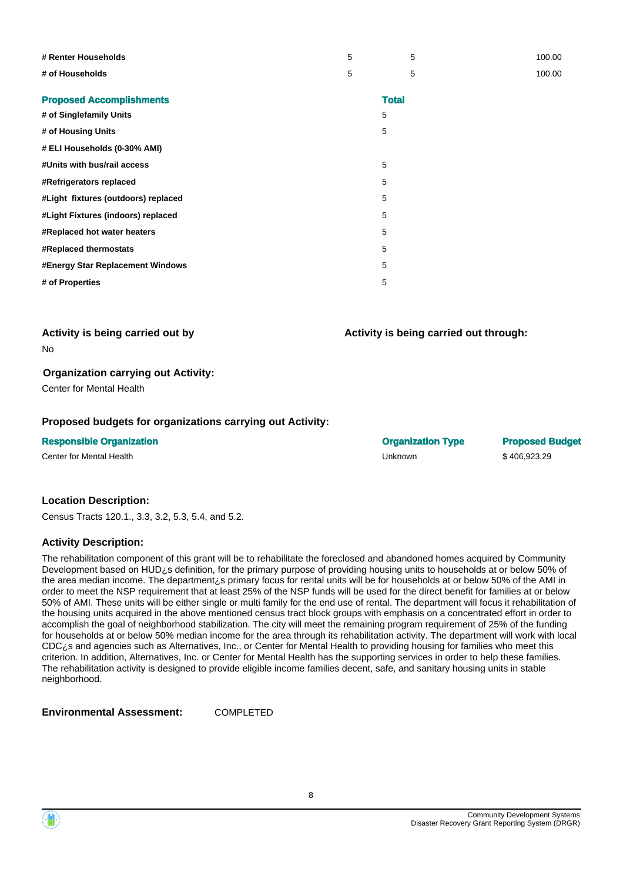| | | | |
|---|---|---|---|
| # Renter Households | 5 | 5 | 100.00 |
| # of Households | 5 | 5 | 100.00 |

| Proposed Accomplishments | Total |
|---|---|
| # of Singlefamily Units | 5 |
| # of Housing Units | 5 |
| # ELI Households (0-30% AMI) | |
| #Units with bus/rail access | 5 |
| #Refrigerators replaced | 5 |
| #Light fixtures (outdoors) replaced | 5 |
| #Light Fixtures (indoors) replaced | 5 |
| #Replaced hot water heaters | 5 |
| #Replaced thermostats | 5 |
| #Energy Star Replacement Windows | 5 |
| # of Properties | 5 |

### Activity is being carried out by

No

### Activity is being carried out through:

### Organization carrying out Activity:

Center for Mental Health

### Proposed budgets for organizations carrying out Activity:

| Responsible Organization | Organization Type | Proposed Budget |
|---|---|---|
| Center for Mental Health | Unknown | $ 406,923.29 |

### Location Description:

Census Tracts 120.1., 3.3, 3.2, 5.3, 5.4, and 5.2.

### Activity Description:

The rehabilitation component of this grant will be to rehabilitate the foreclosed and abandoned homes acquired by Community Development based on HUD¿s definition, for the primary purpose of providing housing units to households at or below 50% of the area median income. The department¿s primary focus for rental units will be for households at or below 50% of the AMI in order to meet the NSP requirement that at least 25% of the NSP funds will be used for the direct benefit for families at or below 50% of AMI. These units will be either single or multi family for the end use of rental. The department will focus it rehabilitation of the housing units acquired in the above mentioned census tract block groups with emphasis on a concentrated effort in order to accomplish the goal of neighborhood stabilization. The city will meet the remaining program requirement of 25% of the funding for households at or below 50% median income for the area through its rehabilitation activity. The department will work with local CDC¿s and agencies such as Alternatives, Inc., or Center for Mental Health to providing housing for families who meet this criterion. In addition, Alternatives, Inc. or Center for Mental Health has the supporting services in order to help these families. The rehabilitation activity is designed to provide eligible income families decent, safe, and sanitary housing units in stable neighborhood.

**Environmental Assessment:** COMPLETED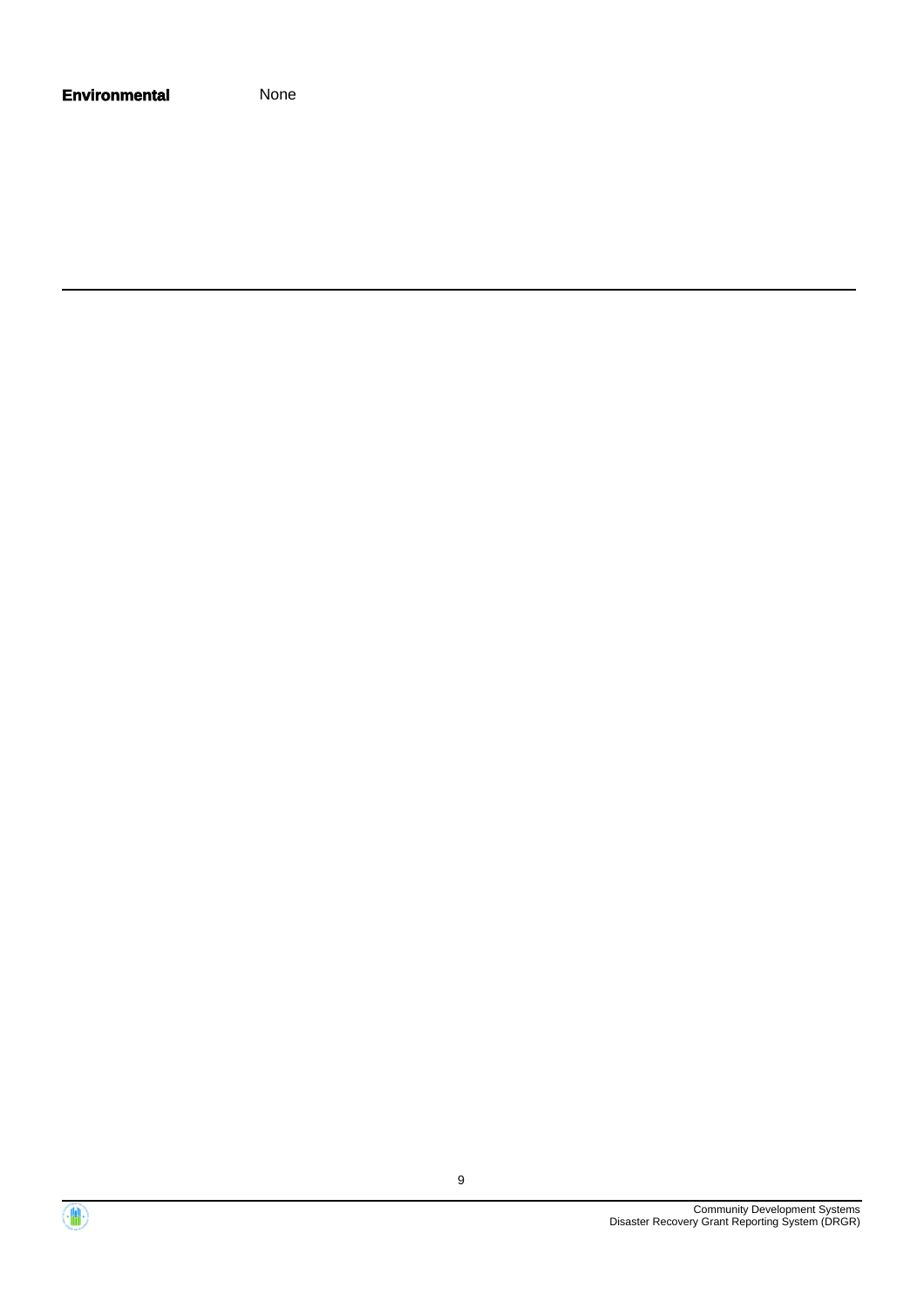**Environmental** None

---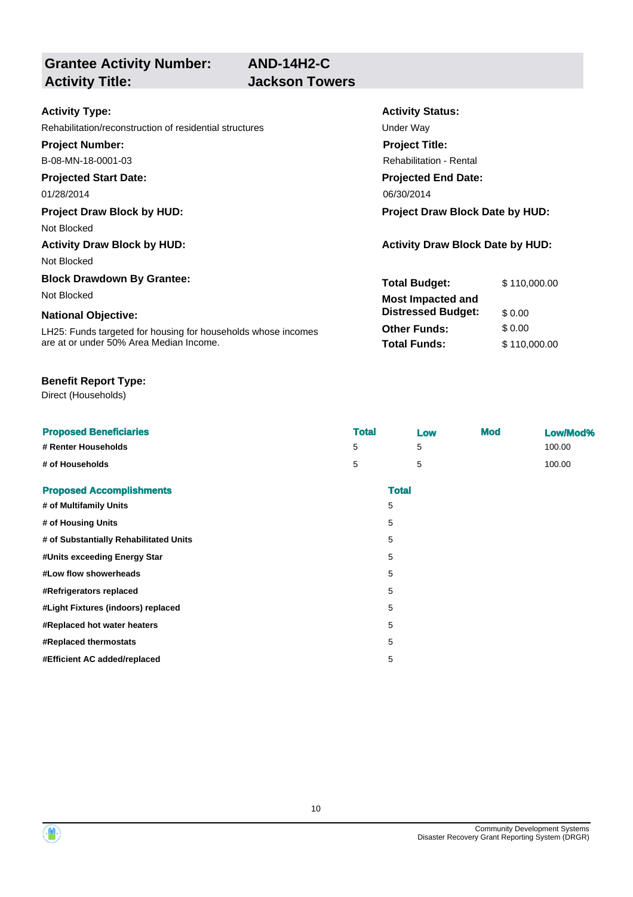**Grantee Activity Number:** AND-14H2-C
**Activity Title:** Jackson Towers

**Activity Type:**
Rehabilitation/reconstruction of residential structures

**Activity Status:**
Under Way

**Project Number:**
B-08-MN-18-0001-03

**Project Title:**
Rehabilitation - Rental

**Projected Start Date:**
01/28/2014

**Projected End Date:**
06/30/2014

**Project Draw Block by HUD:**
Not Blocked

**Project Draw Block Date by HUD:**

**Activity Draw Block by HUD:**
Not Blocked

**Activity Draw Block Date by HUD:**

**Block Drawdown By Grantee:**
Not Blocked

**National Objective:**
LH25: Funds targeted for housing for households whose incomes are at or under 50% Area Median Income.

| | |
|---|---|
| **Total Budget:** | $ 110,000.00 |
| **Most Impacted and Distressed Budget:** | $ 0.00 |
| **Other Funds:** | $ 0.00 |
| **Total Funds:** | $ 110,000.00 |

**Benefit Report Type:**
Direct (Households)

| Proposed Beneficiaries | Total | Low | Mod | Low/Mod% |
|---|---|---|---|---|
| # Renter Households | 5 | 5 | | 100.00 |
| # of Households | 5 | 5 | | 100.00 |

| Proposed Accomplishments | Total |
|---|---|
| # of Multifamily Units | 5 |
| # of Housing Units | 5 |
| # of Substantially Rehabilitated Units | 5 |
| #Units exceeding Energy Star | 5 |
| #Low flow showerheads | 5 |
| #Refrigerators replaced | 5 |
| #Light Fixtures (indoors) replaced | 5 |
| #Replaced hot water heaters | 5 |
| #Replaced thermostats | 5 |
| #Efficient AC added/replaced | 5 |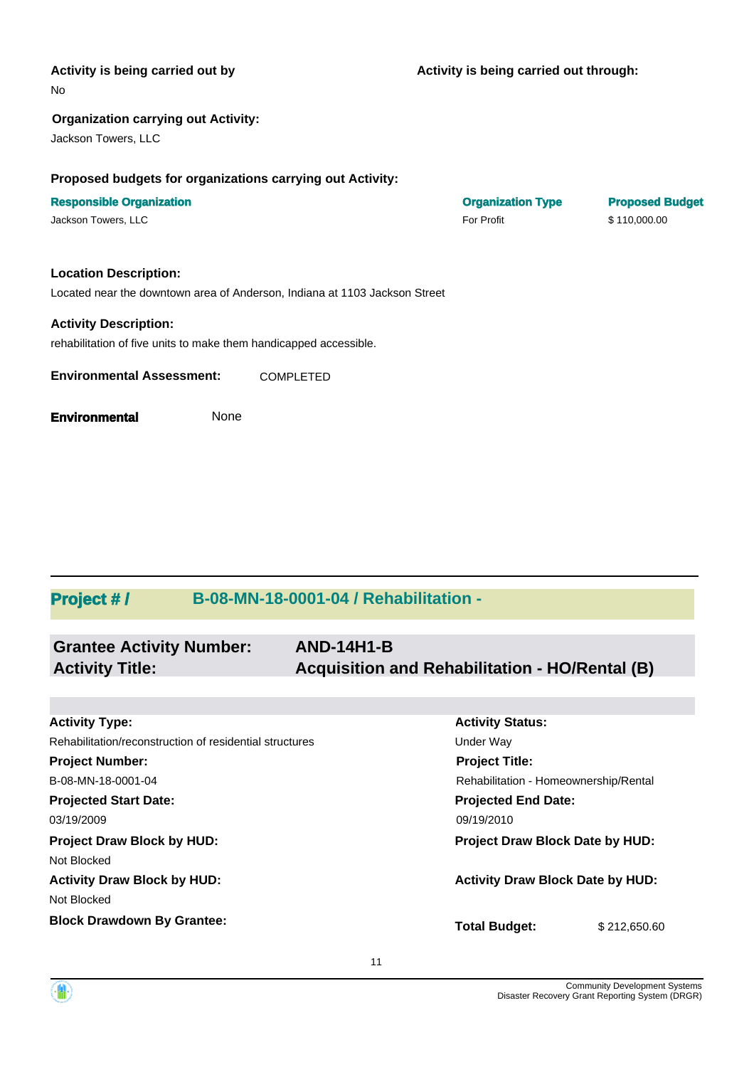**Activity is being carried out by**

No

**Activity is being carried out through:**

**Organization carrying out Activity:**

Jackson Towers, LLC

**Proposed budgets for organizations carrying out Activity:**

| Responsible Organization | Organization Type | Proposed Budget |
| --- | --- | --- |
| Jackson Towers, LLC | For Profit | $ 110,000.00 |

**Location Description:**

Located near the downtown area of Anderson, Indiana at 1103 Jackson Street

**Activity Description:**

rehabilitation of five units to make them handicapped accessible.

**Environmental Assessment:** COMPLETED

**Environmental** None

## Project # / B-08-MN-18-0001-04 / Rehabilitation -

**Grantee Activity Number:** AND-14H1-B
**Activity Title:** Acquisition and Rehabilitation - HO/Rental (B)

**Activity Type:**
Rehabilitation/reconstruction of residential structures

**Activity Status:**
Under Way

**Project Number:**
B-08-MN-18-0001-04

**Project Title:**
Rehabilitation - Homeownership/Rental

**Projected Start Date:**
03/19/2009

**Projected End Date:**
09/19/2010

**Project Draw Block by HUD:**
Not Blocked

**Project Draw Block Date by HUD:**

**Activity Draw Block by HUD:**
Not Blocked

**Activity Draw Block Date by HUD:**

**Block Drawdown By Grantee:**

**Total Budget:** $ 212,650.60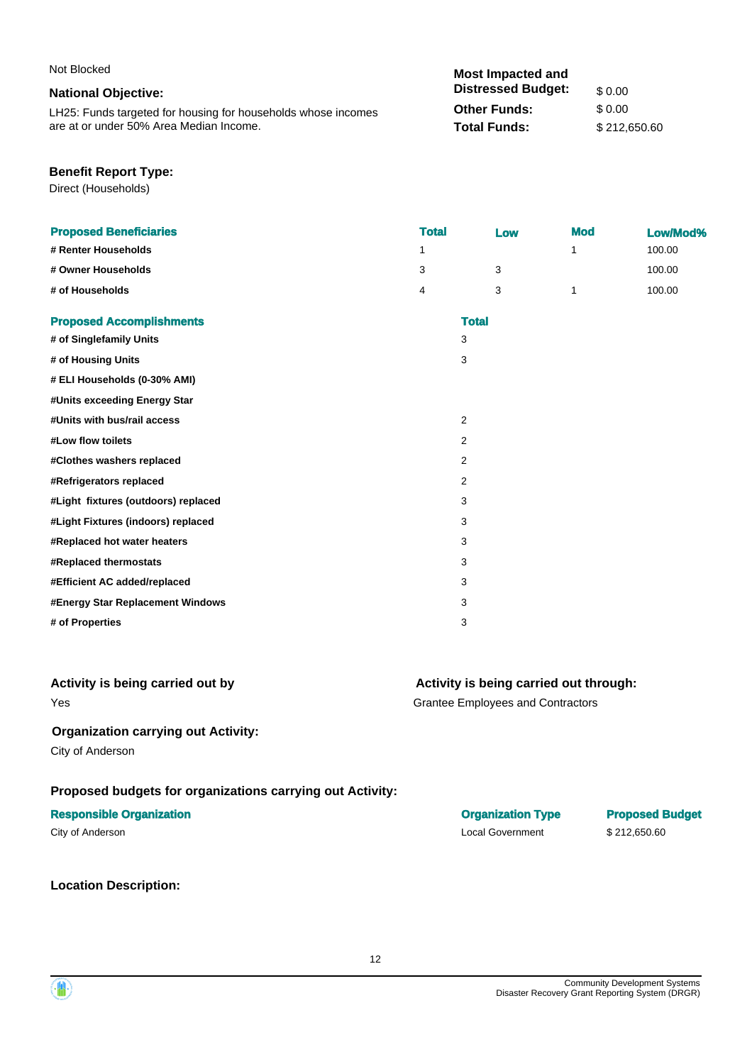Not Blocked

**National Objective:**

LH25: Funds targeted for housing for households whose incomes are at or under 50% Area Median Income.

| | |
|---|---|
| **Most Impacted and Distressed Budget:** | $ 0.00 |
| **Other Funds:** | $ 0.00 |
| **Total Funds:** | $ 212,650.60 |

**Benefit Report Type:**

Direct (Households)

| Proposed Beneficiaries | Total | Low | Mod | Low/Mod% |
|---|---|---|---|---|
| # Renter Households | 1 | | 1 | 100.00 |
| # Owner Households | 3 | 3 | | 100.00 |
| # of Households | 4 | 3 | 1 | 100.00 |

| Proposed Accomplishments | Total |
|---|---|
| # of Singlefamily Units | 3 |
| # of Housing Units | 3 |
| # ELI Households (0-30% AMI) | |
| #Units exceeding Energy Star | |
| #Units with bus/rail access | 2 |
| #Low flow toilets | 2 |
| #Clothes washers replaced | 2 |
| #Refrigerators replaced | 2 |
| #Light fixtures (outdoors) replaced | 3 |
| #Light Fixtures (indoors) replaced | 3 |
| #Replaced hot water heaters | 3 |
| #Replaced thermostats | 3 |
| #Efficient AC added/replaced | 3 |
| #Energy Star Replacement Windows | 3 |
| # of Properties | 3 |

**Activity is being carried out by**

Yes

**Activity is being carried out through:**

Grantee Employees and Contractors

**Organization carrying out Activity:**

City of Anderson

**Proposed budgets for organizations carrying out Activity:**

| Responsible Organization | Organization Type | Proposed Budget |
|---|---|---|
| City of Anderson | Local Government | $ 212,650.60 |

**Location Description:**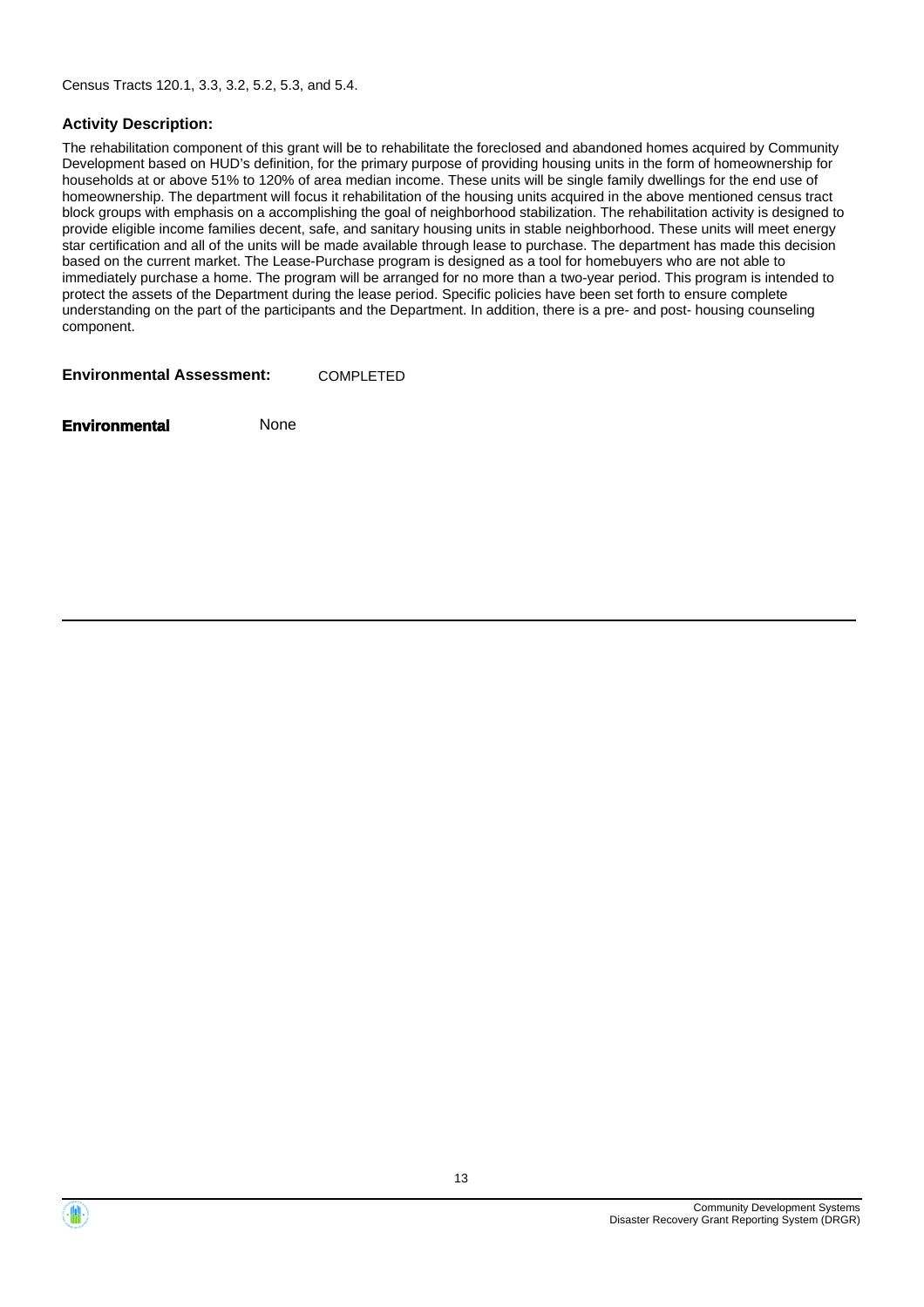Census Tracts 120.1, 3.3, 3.2, 5.2, 5.3, and 5.4.

**Activity Description:**

The rehabilitation component of this grant will be to rehabilitate the foreclosed and abandoned homes acquired by Community Development based on HUD's definition, for the primary purpose of providing housing units in the form of homeownership for households at or above 51% to 120% of area median income. These units will be single family dwellings for the end use of homeownership. The department will focus it rehabilitation of the housing units acquired in the above mentioned census tract block groups with emphasis on a accomplishing the goal of neighborhood stabilization. The rehabilitation activity is designed to provide eligible income families decent, safe, and sanitary housing units in stable neighborhood. These units will meet energy star certification and all of the units will be made available through lease to purchase. The department has made this decision based on the current market. The Lease-Purchase program is designed as a tool for homebuyers who are not able to immediately purchase a home. The program will be arranged for no more than a two-year period. This program is intended to protect the assets of the Department during the lease period. Specific policies have been set forth to ensure complete understanding on the part of the participants and the Department. In addition, there is a pre- and post- housing counseling component.

**Environmental Assessment:** COMPLETED

**Environmental** None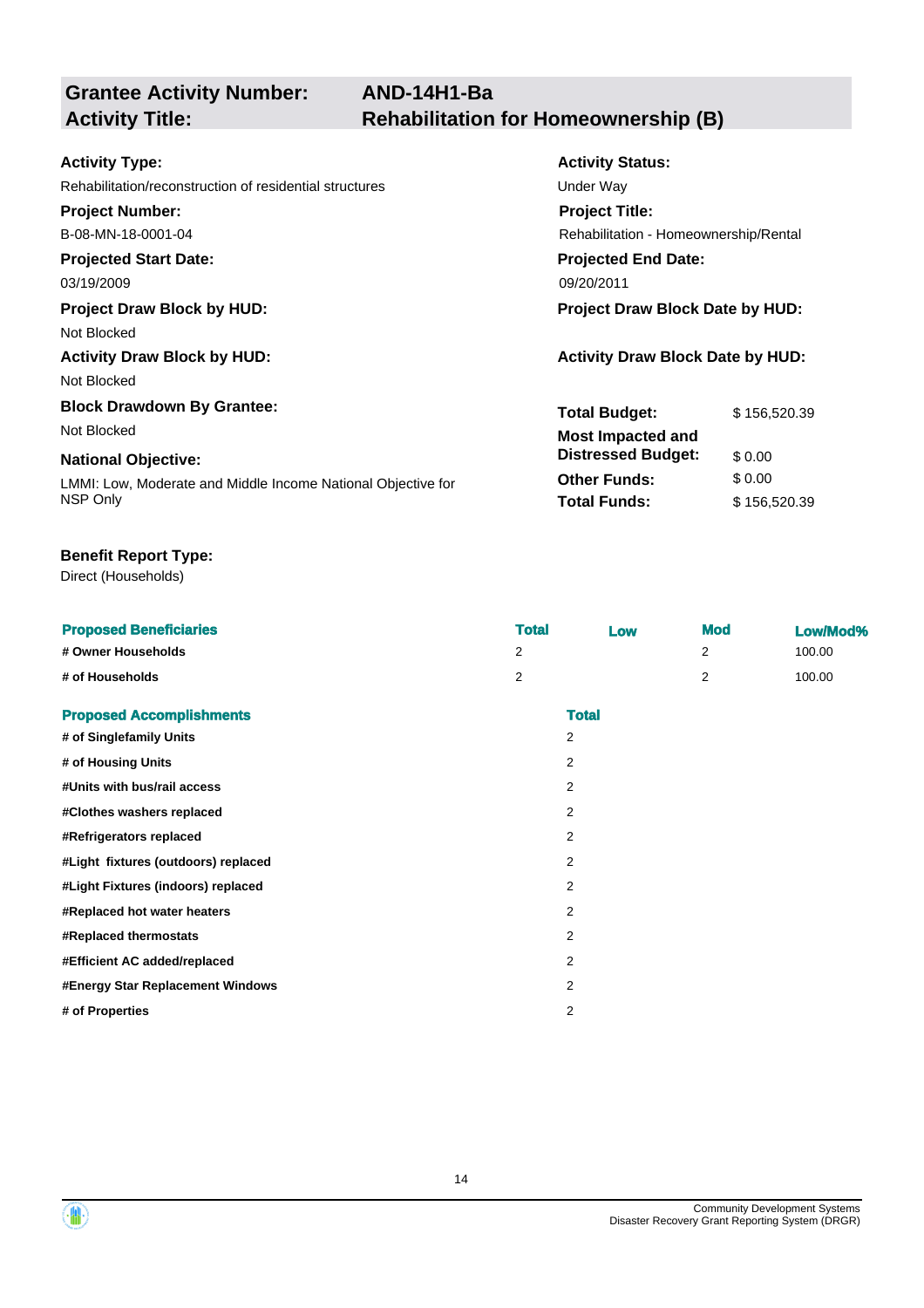## Grantee Activity Number: AND-14H1-Ba
## Activity Title: Rehabilitation for Homeownership (B)

**Activity Type:**
Rehabilitation/reconstruction of residential structures

**Activity Status:**
Under Way

**Project Number:**
B-08-MN-18-0001-04

**Project Title:**
Rehabilitation - Homeownership/Rental

**Projected Start Date:**
03/19/2009

**Projected End Date:**
09/20/2011

**Project Draw Block by HUD:**
Not Blocked

**Project Draw Block Date by HUD:**

**Activity Draw Block by HUD:**
Not Blocked

**Activity Draw Block Date by HUD:**

**Block Drawdown By Grantee:**
Not Blocked

**National Objective:**
LMMI: Low, Moderate and Middle Income National Objective for NSP Only

| | |
|---|---|
| **Total Budget:** | $ 156,520.39 |
| **Most Impacted and Distressed Budget:** | $ 0.00 |
| **Other Funds:** | $ 0.00 |
| **Total Funds:** | $ 156,520.39 |

**Benefit Report Type:**
Direct (Households)

| Proposed Beneficiaries | Total | Low | Mod | Low/Mod% |
|---|---|---|---|---|
| # Owner Households | 2 | | 2 | 100.00 |
| # of Households | 2 | | 2 | 100.00 |

| Proposed Accomplishments | Total |
|---|---|
| # of Singlefamily Units | 2 |
| # of Housing Units | 2 |
| #Units with bus/rail access | 2 |
| #Clothes washers replaced | 2 |
| #Refrigerators replaced | 2 |
| #Light fixtures (outdoors) replaced | 2 |
| #Light Fixtures (indoors) replaced | 2 |
| #Replaced hot water heaters | 2 |
| #Replaced thermostats | 2 |
| #Efficient AC added/replaced | 2 |
| #Energy Star Replacement Windows | 2 |
| # of Properties | 2 |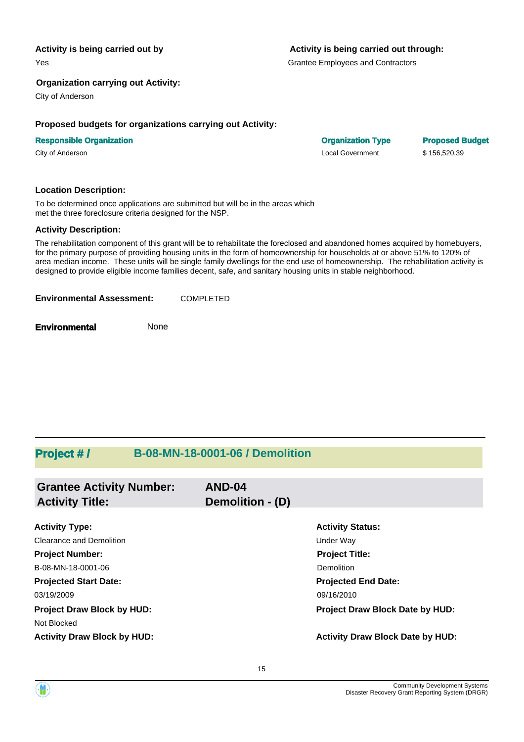**Activity is being carried out by**

Yes

**Activity is being carried out through:**

Grantee Employees and Contractors

**Organization carrying out Activity:**

City of Anderson

**Proposed budgets for organizations carrying out Activity:**

| Responsible Organization | Organization Type | Proposed Budget |
| --- | --- | --- |
| City of Anderson | Local Government | $ 156,520.39 |

**Location Description:**

To be determined once applications are submitted but will be in the areas which met the three foreclosure criteria designed for the NSP.

**Activity Description:**

The rehabilitation component of this grant will be to rehabilitate the foreclosed and abandoned homes acquired by homebuyers, for the primary purpose of providing housing units in the form of homeownership for households at or above 51% to 120% of area median income. These units will be single family dwellings for the end use of homeownership. The rehabilitation activity is designed to provide eligible income families decent, safe, and sanitary housing units in stable neighborhood.

**Environmental Assessment:** COMPLETED

**Environmental** None

## Project # / B-08-MN-18-0001-06 / Demolition

### Grantee Activity Number: AND-04
### Activity Title: Demolition - (D)

**Activity Type:**

Clearance and Demolition

**Activity Status:**

Under Way

**Project Number:**

B-08-MN-18-0001-06

**Project Title:**

Demolition

**Projected Start Date:**

03/19/2009

**Projected End Date:**

09/16/2010

**Project Draw Block by HUD:**

Not Blocked

**Project Draw Block Date by HUD:**

**Activity Draw Block by HUD:**

**Activity Draw Block Date by HUD:**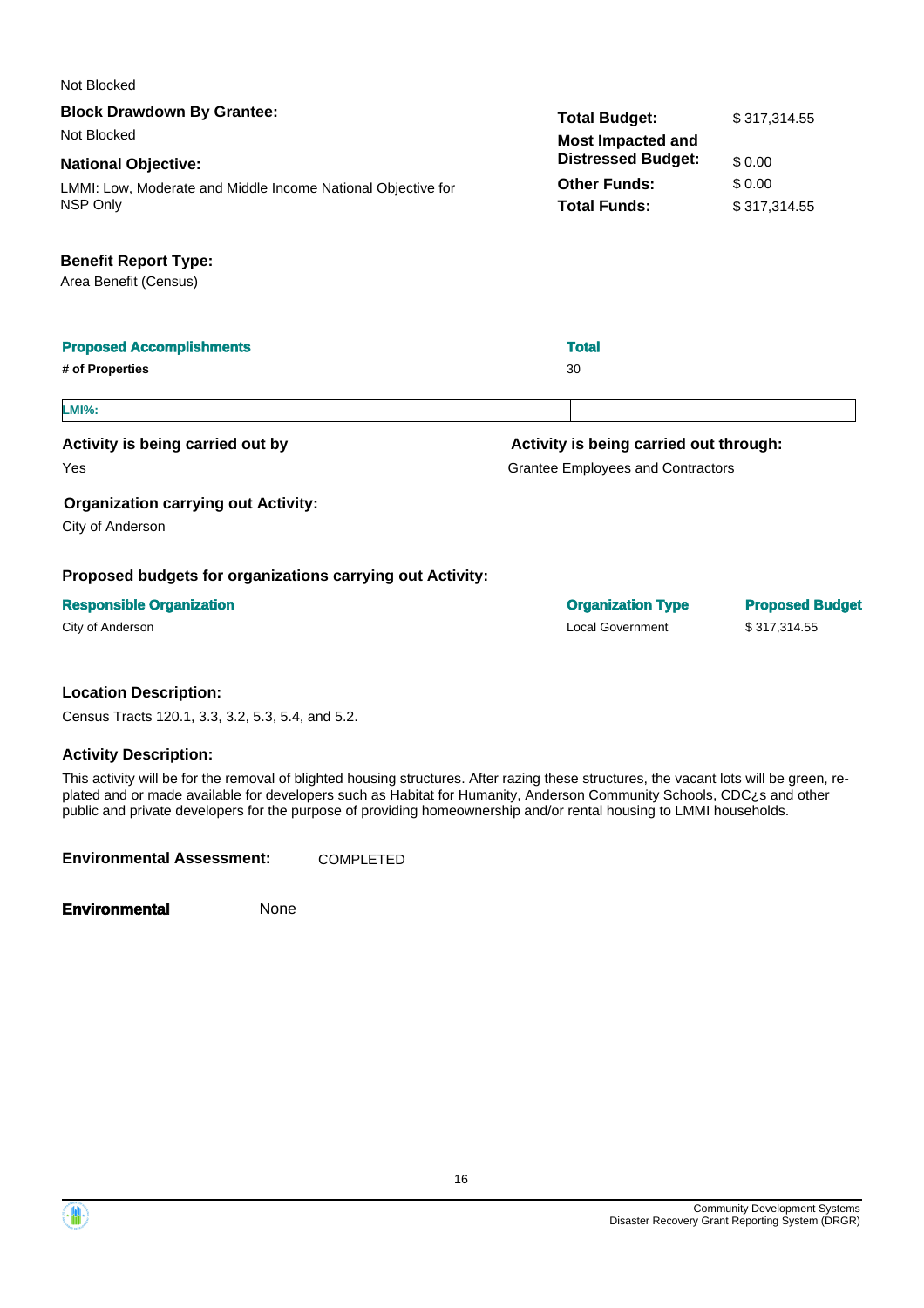Not Blocked

**Block Drawdown By Grantee:**

Not Blocked

**National Objective:**

LMMI: Low, Moderate and Middle Income National Objective for NSP Only

| | |
|---|---|
| **Total Budget:** | $ 317,314.55 |
| **Most Impacted and Distressed Budget:** | $ 0.00 |
| **Other Funds:** | $ 0.00 |
| **Total Funds:** | $ 317,314.55 |

**Benefit Report Type:**

Area Benefit (Census)

| Proposed Accomplishments | Total |
|---|---|
| # of Properties | 30 |

| LMI%: | |
|---|---|

**Activity is being carried out by**

Yes

**Activity is being carried out through:**

Grantee Employees and Contractors

**Organization carrying out Activity:**

City of Anderson

**Proposed budgets for organizations carrying out Activity:**

| Responsible Organization | Organization Type | Proposed Budget |
|---|---|---|
| City of Anderson | Local Government | $ 317,314.55 |

**Location Description:**

Census Tracts 120.1, 3.3, 3.2, 5.3, 5.4, and 5.2.

**Activity Description:**

This activity will be for the removal of blighted housing structures. After razing these structures, the vacant lots will be green, re-plated and or made available for developers such as Habitat for Humanity, Anderson Community Schools, CDC¿s and other public and private developers for the purpose of providing homeownership and/or rental housing to LMMI households.

**Environmental Assessment:** COMPLETED

**Environmental** None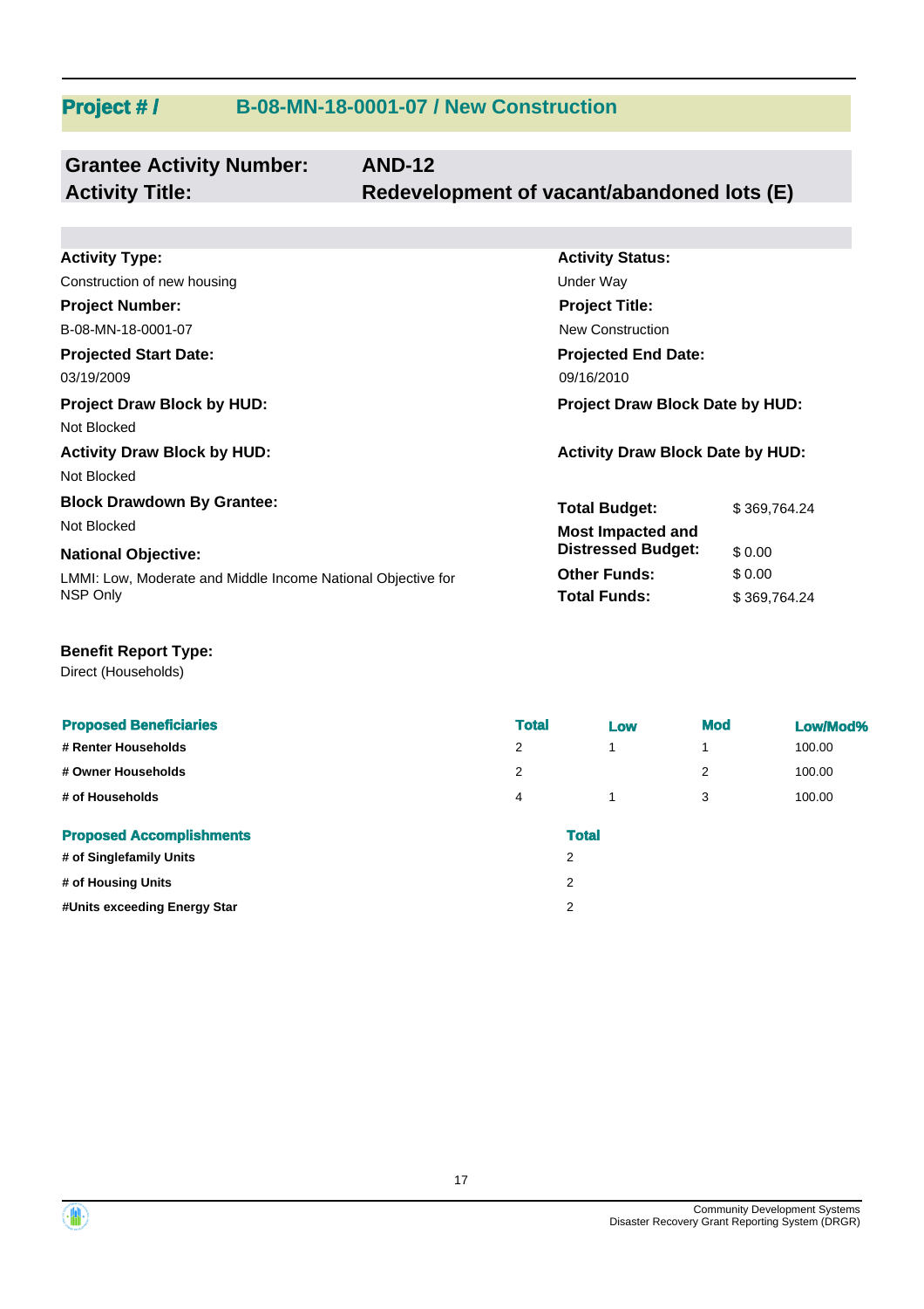## Project # / B-08-MN-18-0001-07 / New Construction

**Grantee Activity Number:** AND-12
**Activity Title:** Redevelopment of vacant/abandoned lots (E)

**Activity Type:**
Construction of new housing

**Activity Status:**
Under Way

**Project Number:**
B-08-MN-18-0001-07

**Project Title:**
New Construction

**Projected Start Date:**
03/19/2009

**Projected End Date:**
09/16/2010

**Project Draw Block by HUD:**
Not Blocked

**Project Draw Block Date by HUD:**

**Activity Draw Block by HUD:**
Not Blocked

**Activity Draw Block Date by HUD:**

**Block Drawdown By Grantee:**
Not Blocked

**National Objective:**
LMMI: Low, Moderate and Middle Income National Objective for NSP Only

| | |
|---|---|
| **Total Budget:** | $ 369,764.24 |
| **Most Impacted and Distressed Budget:** | $ 0.00 |
| **Other Funds:** | $ 0.00 |
| **Total Funds:** | $ 369,764.24 |

**Benefit Report Type:**
Direct (Households)

| Proposed Beneficiaries | Total | Low | Mod | Low/Mod% |
|---|---|---|---|---|
| # Renter Households | 2 | 1 | 1 | 100.00 |
| # Owner Households | 2 | | 2 | 100.00 |
| # of Households | 4 | 1 | 3 | 100.00 |

| Proposed Accomplishments | Total |
|---|---|
| # of Singlefamily Units | 2 |
| # of Housing Units | 2 |
| #Units exceeding Energy Star | 2 |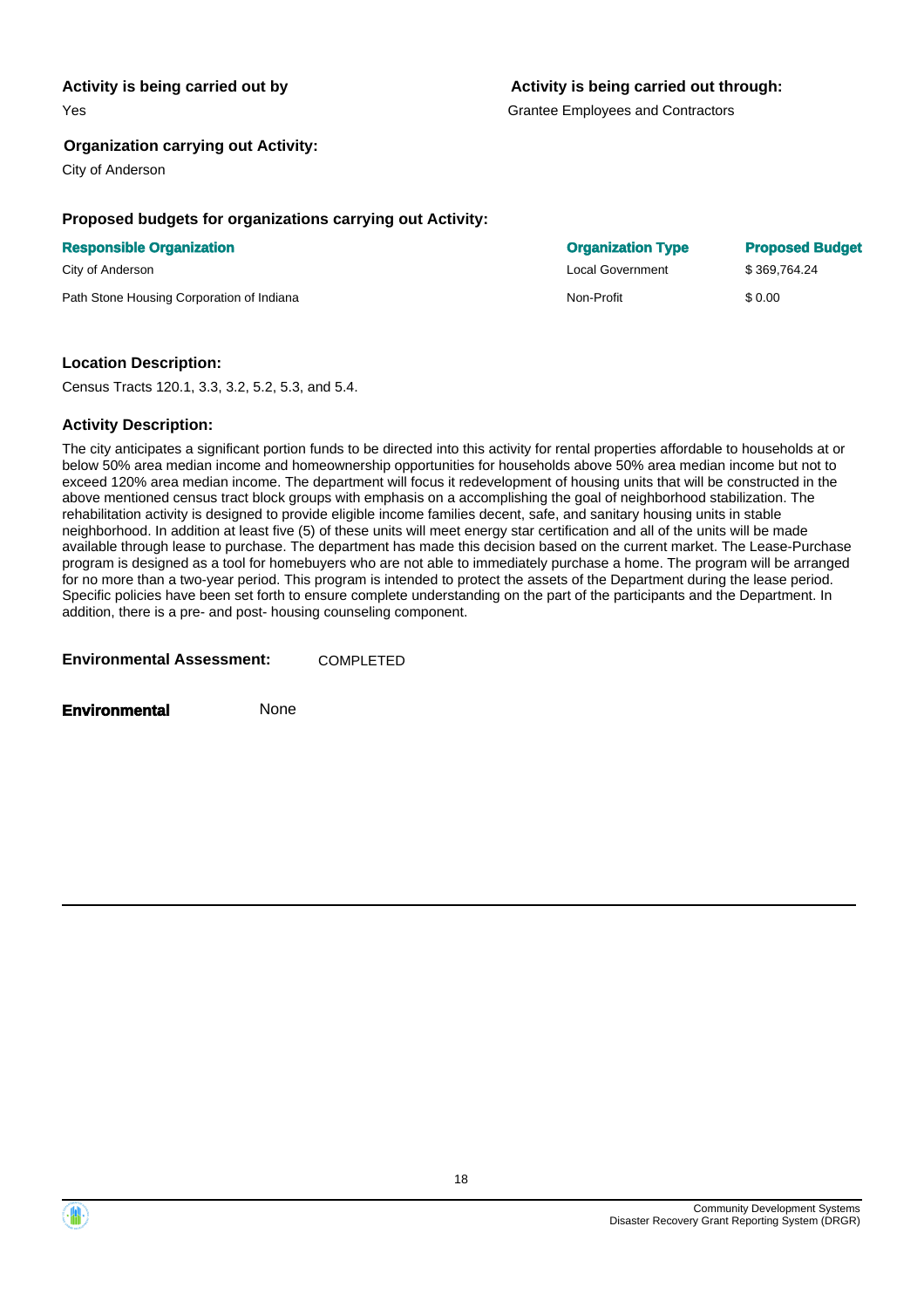**Activity is being carried out by**

Yes

**Activity is being carried out through:**

Grantee Employees and Contractors

**Organization carrying out Activity:**

City of Anderson

**Proposed budgets for organizations carrying out Activity:**

| Responsible Organization | Organization Type | Proposed Budget |
|---|---|---|
| City of Anderson | Local Government | $ 369,764.24 |
| Path Stone Housing Corporation of Indiana | Non-Profit | $ 0.00 |

**Location Description:**

Census Tracts 120.1, 3.3, 3.2, 5.2, 5.3, and 5.4.

**Activity Description:**

The city anticipates a significant portion funds to be directed into this activity for rental properties affordable to households at or below 50% area median income and homeownership opportunities for households above 50% area median income but not to exceed 120% area median income. The department will focus it redevelopment of housing units that will be constructed in the above mentioned census tract block groups with emphasis on a accomplishing the goal of neighborhood stabilization. The rehabilitation activity is designed to provide eligible income families decent, safe, and sanitary housing units in stable neighborhood. In addition at least five (5) of these units will meet energy star certification and all of the units will be made available through lease to purchase. The department has made this decision based on the current market. The Lease-Purchase program is designed as a tool for homebuyers who are not able to immediately purchase a home. The program will be arranged for no more than a two-year period. This program is intended to protect the assets of the Department during the lease period. Specific policies have been set forth to ensure complete understanding on the part of the participants and the Department. In addition, there is a pre- and post- housing counseling component.

**Environmental Assessment:** COMPLETED

**Environmental** None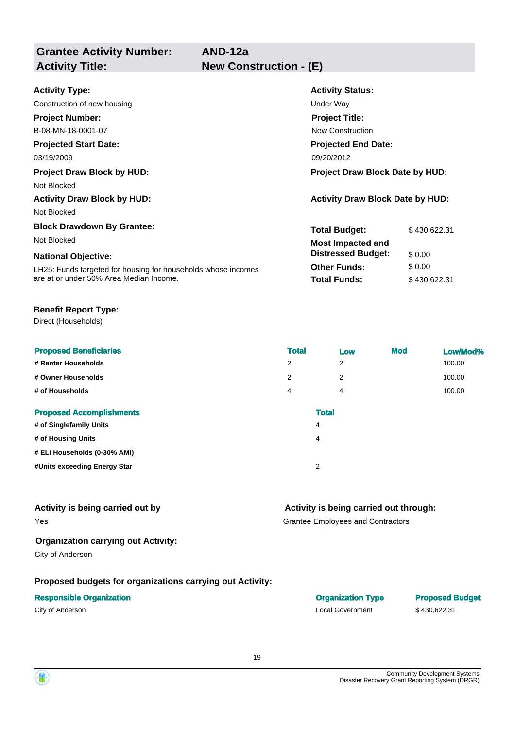| **Grantee Activity Number:** | **AND-12a** |
|---|---|
| **Activity Title:** | **New Construction - (E)** |

**Activity Type:**
Construction of new housing

**Activity Status:**
Under Way

**Project Number:**
B-08-MN-18-0001-07

**Project Title:**
New Construction

**Projected Start Date:**
03/19/2009

**Projected End Date:**
09/20/2012

**Project Draw Block by HUD:**
Not Blocked

**Project Draw Block Date by HUD:**

**Activity Draw Block by HUD:**
Not Blocked

**Activity Draw Block Date by HUD:**

**Block Drawdown By Grantee:**
Not Blocked

**National Objective:**
LH25: Funds targeted for housing for households whose incomes are at or under 50% Area Median Income.

| | |
|---|---|
| **Total Budget:** | $ 430,622.31 |
| **Most Impacted and Distressed Budget:** | $ 0.00 |
| **Other Funds:** | $ 0.00 |
| **Total Funds:** | $ 430,622.31 |

**Benefit Report Type:**
Direct (Households)

| Proposed Beneficiaries | Total | Low | Mod | Low/Mod% |
|---|---|---|---|---|
| # Renter Households | 2 | 2 | | 100.00 |
| # Owner Households | 2 | 2 | | 100.00 |
| # of Households | 4 | 4 | | 100.00 |

| Proposed Accomplishments | Total |
|---|---|
| # of Singlefamily Units | 4 |
| # of Housing Units | 4 |
| # ELI Households (0-30% AMI) | |
| #Units exceeding Energy Star | 2 |

**Activity is being carried out by**
Yes

**Activity is being carried out through:**
Grantee Employees and Contractors

**Organization carrying out Activity:**
City of Anderson

**Proposed budgets for organizations carrying out Activity:**

| Responsible Organization | Organization Type | Proposed Budget |
|---|---|---|
| City of Anderson | Local Government | $ 430,622.31 |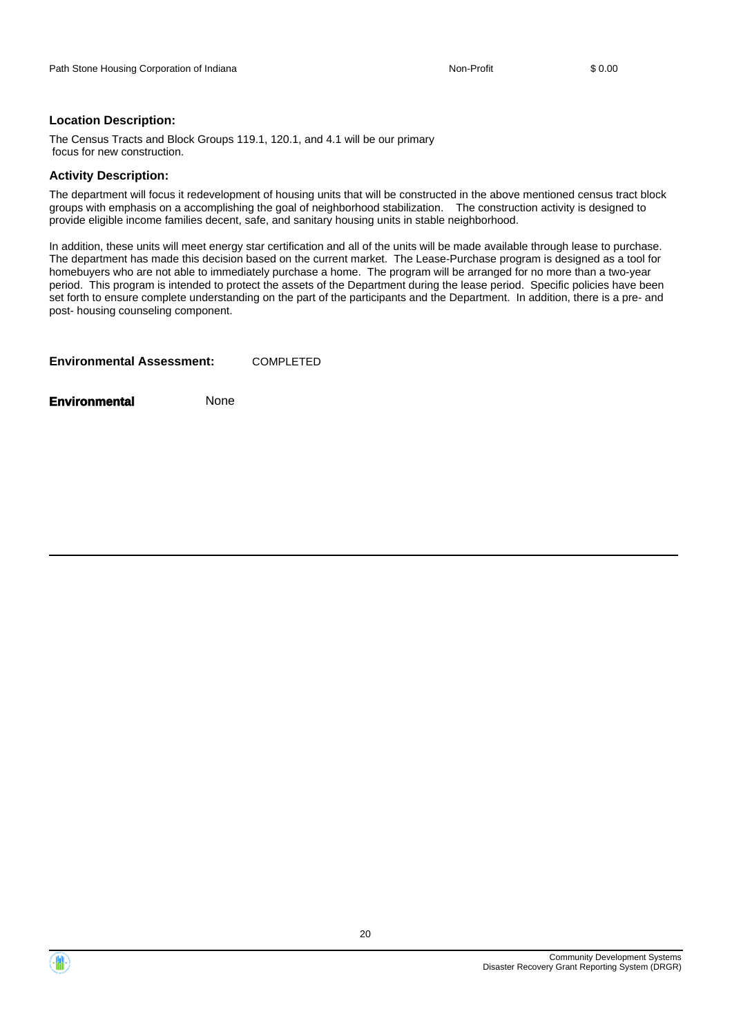| Path Stone Housing Corporation of Indiana | Non-Profit | $ 0.00 |
| --- | --- | --- |

**Location Description:**

The Census Tracts and Block Groups 119.1, 120.1, and 4.1 will be our primary focus for new construction.

**Activity Description:**

The department will focus it redevelopment of housing units that will be constructed in the above mentioned census tract block groups with emphasis on a accomplishing the goal of neighborhood stabilization. The construction activity is designed to provide eligible income families decent, safe, and sanitary housing units in stable neighborhood.

In addition, these units will meet energy star certification and all of the units will be made available through lease to purchase. The department has made this decision based on the current market. The Lease-Purchase program is designed as a tool for homebuyers who are not able to immediately purchase a home. The program will be arranged for no more than a two-year period. This program is intended to protect the assets of the Department during the lease period. Specific policies have been set forth to ensure complete understanding on the part of the participants and the Department. In addition, there is a pre- and post- housing counseling component.

**Environmental Assessment:** COMPLETED

**Environmental** None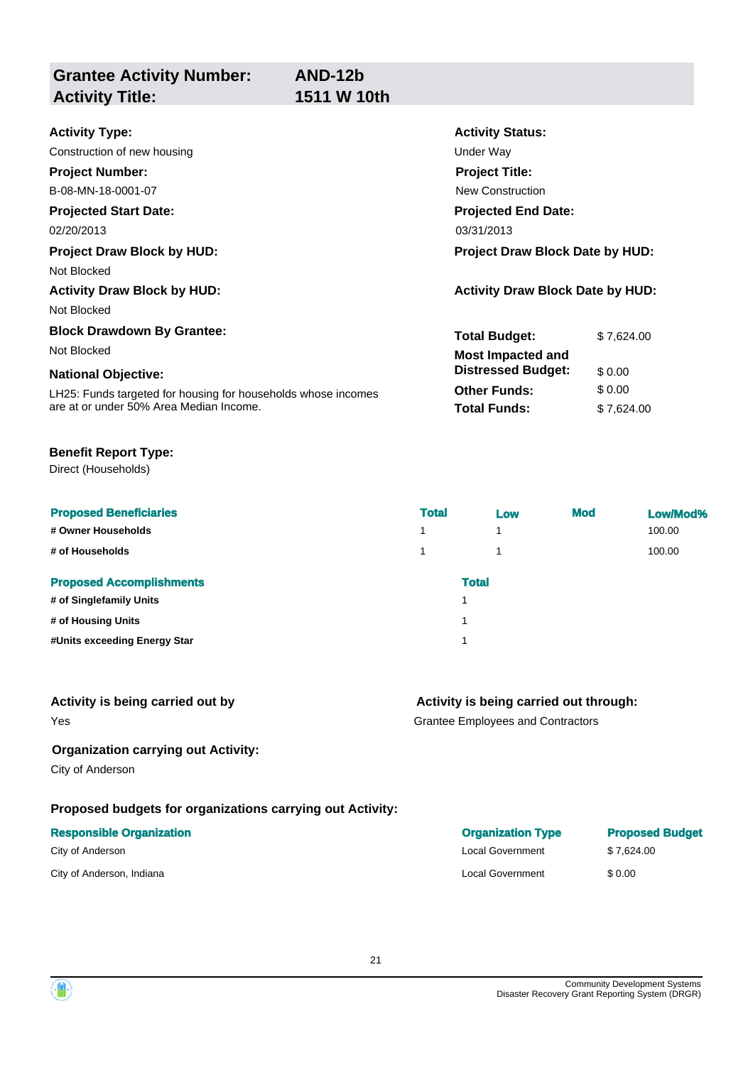| **Grantee Activity Number:** | **AND-12b** |
|---|---|
| **Activity Title:** | **1511 W 10th** |

**Activity Type:**
Construction of new housing

**Activity Status:**
Under Way

**Project Number:**
B-08-MN-18-0001-07

**Project Title:**
New Construction

**Projected Start Date:**
02/20/2013

**Projected End Date:**
03/31/2013

**Project Draw Block by HUD:**
Not Blocked

**Project Draw Block Date by HUD:**

**Activity Draw Block by HUD:**
Not Blocked

**Activity Draw Block Date by HUD:**

**Block Drawdown By Grantee:**
Not Blocked

**National Objective:**
LH25: Funds targeted for housing for households whose incomes are at or under 50% Area Median Income.

| | |
|---|---|
| **Total Budget:** | $ 7,624.00 |
| **Most Impacted and Distressed Budget:** | $ 0.00 |
| **Other Funds:** | $ 0.00 |
| **Total Funds:** | $ 7,624.00 |

**Benefit Report Type:**
Direct (Households)

| **Proposed Beneficiaries** | **Total** | **Low** | **Mod** | **Low/Mod%** |
|---|---|---|---|---|
| **# Owner Households** | 1 | 1 | | 100.00 |
| **# of Households** | 1 | 1 | | 100.00 |

| **Proposed Accomplishments** | **Total** |
|---|---|
| **# of Singlefamily Units** | 1 |
| **# of Housing Units** | 1 |
| **#Units exceeding Energy Star** | 1 |

**Activity is being carried out by**
Yes

**Activity is being carried out through:**
Grantee Employees and Contractors

**Organization carrying out Activity:**
City of Anderson

**Proposed budgets for organizations carrying out Activity:**

| **Responsible Organization** | **Organization Type** | **Proposed Budget** |
|---|---|---|
| City of Anderson | Local Government | $ 7,624.00 |
| City of Anderson, Indiana | Local Government | $ 0.00 |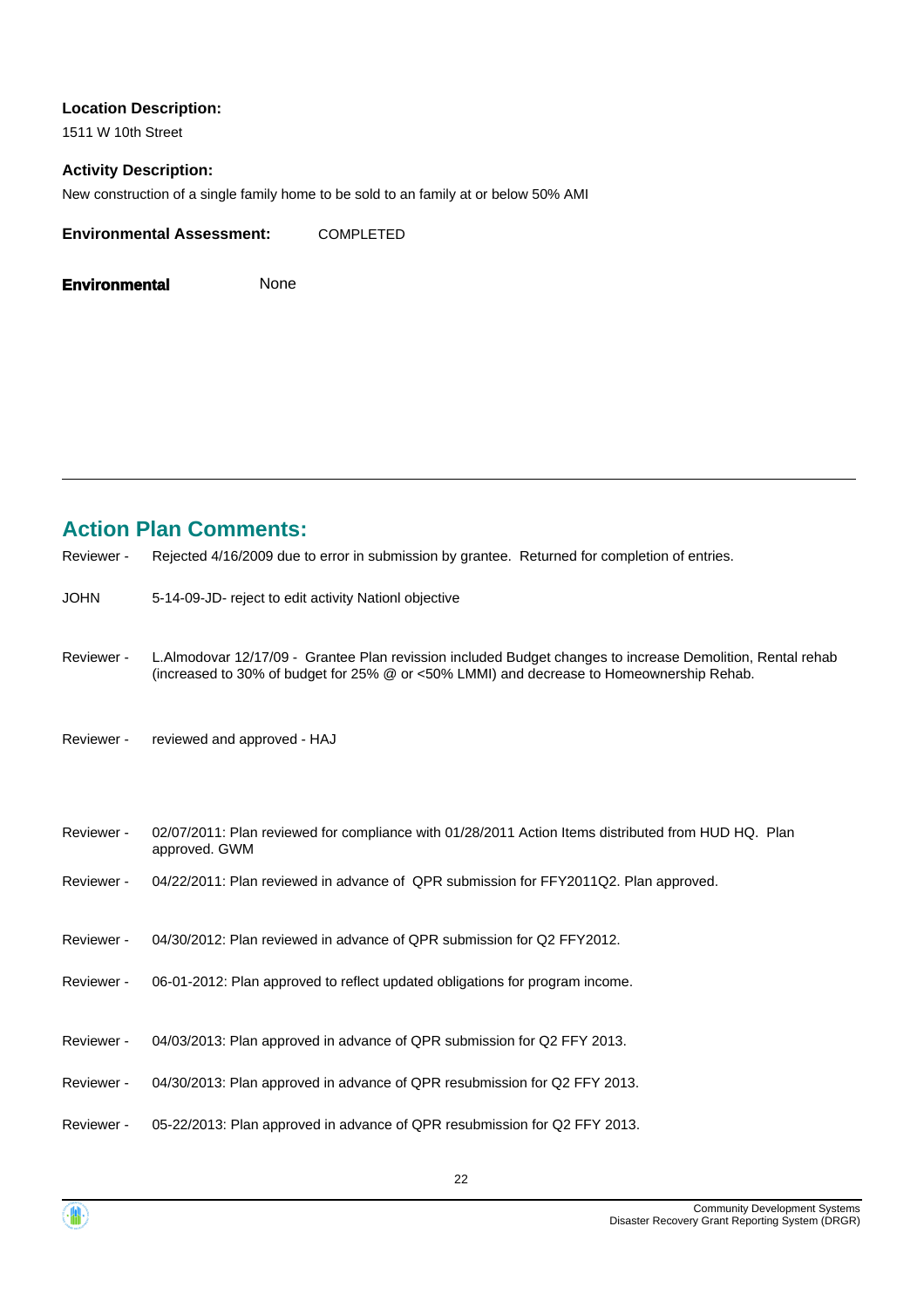**Location Description:**

1511 W 10th Street

**Activity Description:**

New construction of a single family home to be sold to an family at or below 50% AMI

**Environmental Assessment:** COMPLETED

**Environmental** None

## Action Plan Comments:

| | |
|---|---|
| Reviewer - | Rejected 4/16/2009 due to error in submission by grantee. Returned for completion of entries. |
| JOHN | 5-14-09-JD- reject to edit activity Nationl objective |
| Reviewer - | L.Almodovar 12/17/09 - Grantee Plan revission included Budget changes to increase Demolition, Rental rehab (increased to 30% of budget for 25% @ or <50% LMMI) and decrease to Homeownership Rehab. |
| Reviewer - | reviewed and approved - HAJ |
| Reviewer - | 02/07/2011: Plan reviewed for compliance with 01/28/2011 Action Items distributed from HUD HQ. Plan approved. GWM |
| Reviewer - | 04/22/2011: Plan reviewed in advance of QPR submission for FFY2011Q2. Plan approved. |
| Reviewer - | 04/30/2012: Plan reviewed in advance of QPR submission for Q2 FFY2012. |
| Reviewer - | 06-01-2012: Plan approved to reflect updated obligations for program income. |
| Reviewer - | 04/03/2013: Plan approved in advance of QPR submission for Q2 FFY 2013. |
| Reviewer - | 04/30/2013: Plan approved in advance of QPR resubmission for Q2 FFY 2013. |
| Reviewer - | 05-22/2013: Plan approved in advance of QPR resubmission for Q2 FFY 2013. |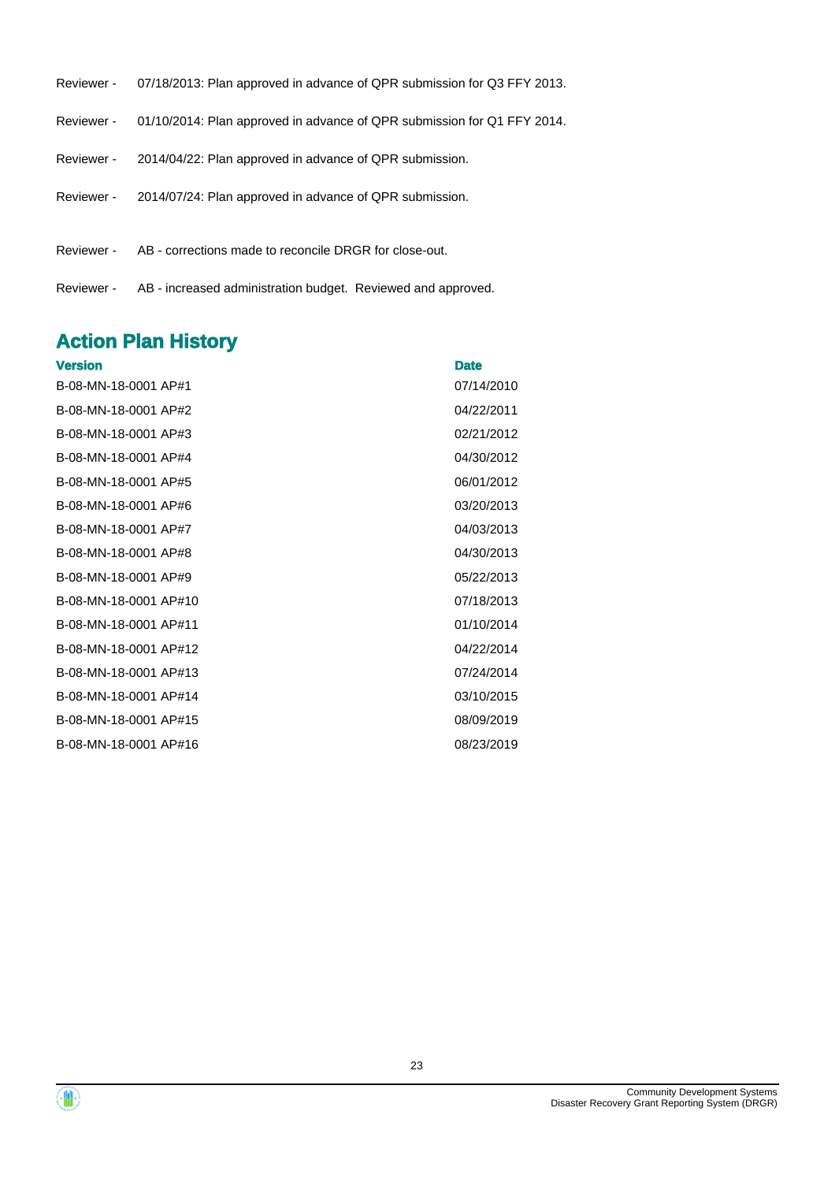Reviewer - 07/18/2013: Plan approved in advance of QPR submission for Q3 FFY 2013.

Reviewer - 01/10/2014: Plan approved in advance of QPR submission for Q1 FFY 2014.

Reviewer - 2014/04/22: Plan approved in advance of QPR submission.

Reviewer - 2014/07/24: Plan approved in advance of QPR submission.

Reviewer - AB - corrections made to reconcile DRGR for close-out.

Reviewer - AB - increased administration budget. Reviewed and approved.

## Action Plan History

| Version | Date |
|---|---|
| B-08-MN-18-0001 AP#1 | 07/14/2010 |
| B-08-MN-18-0001 AP#2 | 04/22/2011 |
| B-08-MN-18-0001 AP#3 | 02/21/2012 |
| B-08-MN-18-0001 AP#4 | 04/30/2012 |
| B-08-MN-18-0001 AP#5 | 06/01/2012 |
| B-08-MN-18-0001 AP#6 | 03/20/2013 |
| B-08-MN-18-0001 AP#7 | 04/03/2013 |
| B-08-MN-18-0001 AP#8 | 04/30/2013 |
| B-08-MN-18-0001 AP#9 | 05/22/2013 |
| B-08-MN-18-0001 AP#10 | 07/18/2013 |
| B-08-MN-18-0001 AP#11 | 01/10/2014 |
| B-08-MN-18-0001 AP#12 | 04/22/2014 |
| B-08-MN-18-0001 AP#13 | 07/24/2014 |
| B-08-MN-18-0001 AP#14 | 03/10/2015 |
| B-08-MN-18-0001 AP#15 | 08/09/2019 |
| B-08-MN-18-0001 AP#16 | 08/23/2019 |